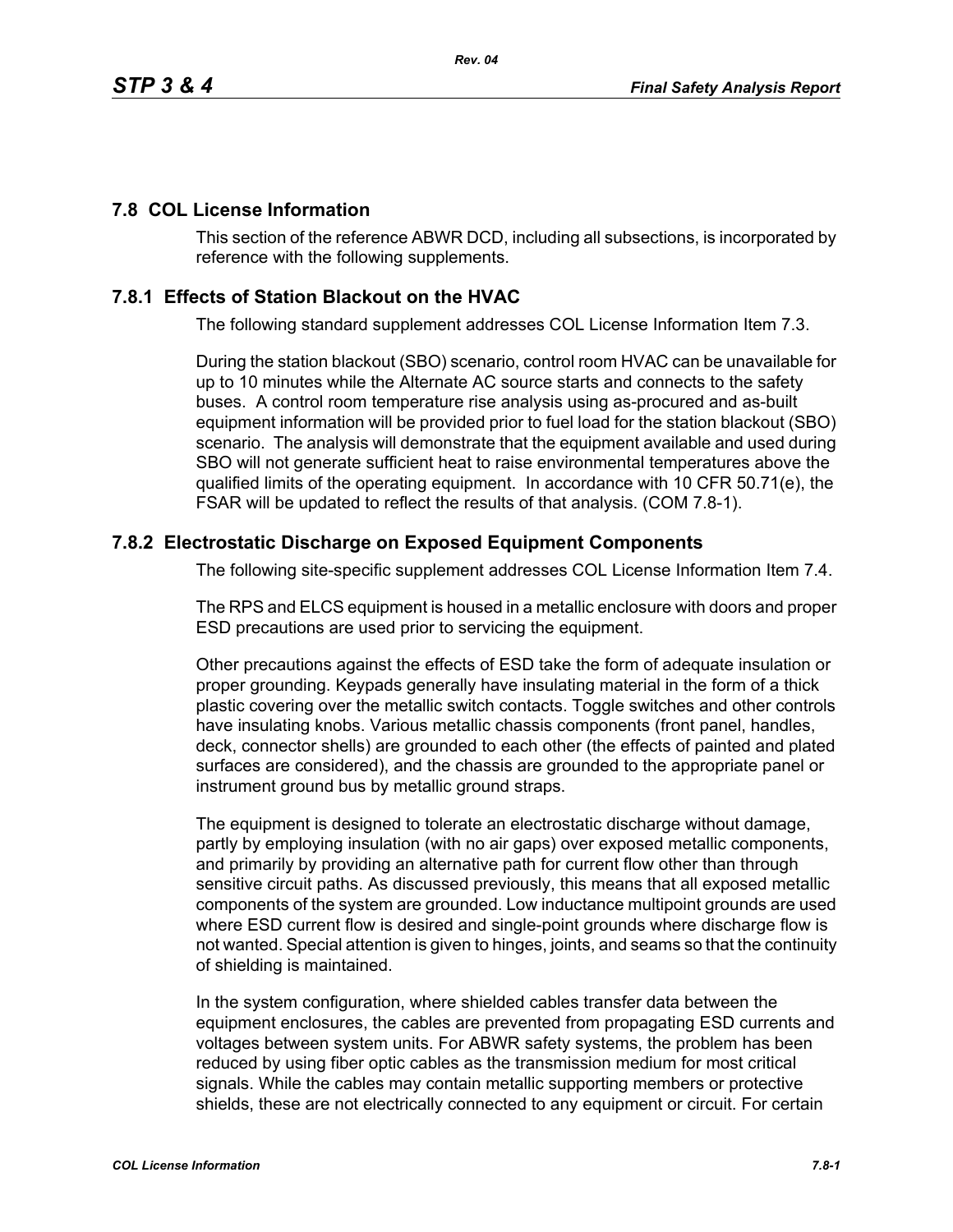## 7.8 COL License Information

This section of the reference ABWR DCD, including all subsections, is incorporated by reference with the following supplements.

### 7.8.1 Effects of Station Blackout on the HVAC

The following standard supplement addresses COL License Information Item 7.3.

During the station blackout (SBO) scenario, control room HVAC can be unavailable for up to 10 minutes while the Alternate AC source starts and connects to the safety buses. A control room temperature rise analysis using as-procured and as-built equipment information will be provided prior to fuel load for the station blackout (SBO) scenario. The analysis will demonstrate that the equipment available and used during SBO will not generate sufficient heat to raise environmental temperatures above the qualified limits of the operating equipment. In accordance with 10 CFR 50.71(e), the FSAR will be updated to reflect the results of that analysis. (COM 7.8-1).

### 7.8.2 Electrostatic Discharge on Exposed Equipment Components

The following site-specific supplement addresses COL License Information Item 7.4.

The RPS and ELCS equipment is housed in a metallic enclosure with doors and proper ESD precautions are used prior to servicing the equipment.

Other precautions against the effects of ESD take the form of adequate insulation or proper grounding. Keypads generally have insulating material in the form of a thick plastic covering over the metallic switch contacts. Toggle switches and other controls have insulating knobs. Various metallic chassis components (front panel, handles, deck, connector shells) are grounded to each other (the effects of painted and plated surfaces are considered), and the chassis are grounded to the appropriate panel or instrument ground bus by metallic ground straps.

The equipment is designed to tolerate an electrostatic discharge without damage, partly by employing insulation (with no air gaps) over exposed metallic components, and primarily by providing an alternative path for current flow other than through sensitive circuit paths. As discussed previously, this means that all exposed metallic components of the system are grounded. Low inductance multipoint grounds are used where ESD current flow is desired and single-point grounds where discharge flow is not wanted. Special attention is given to hinges, joints, and seams so that the continuity of shielding is maintained.

In the system configuration, where shielded cables transfer data between the equipment enclosures, the cables are prevented from propagating ESD currents and voltages between system units. For ABWR safety systems, the problem has been reduced by using fiber optic cables as the transmission medium for most critical signals. While the cables may contain metallic supporting members or protective shields, these are not electrically connected to any equipment or circuit. For certain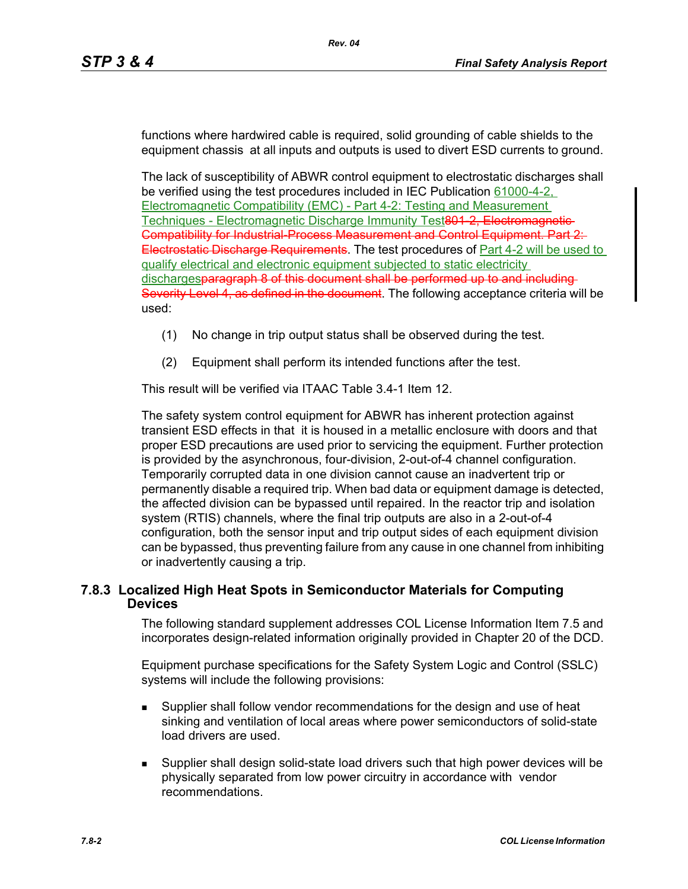functions where hardwired cable is required, solid grounding of cable shields to the equipment chassis at all inputs and outputs is used to divert ESD currents to ground.

The lack of susceptibility of ABWR control equipment to electrostatic discharges shall be verified using the test procedures included in IEC Publication 61000-4-2, Electromagnetic Compatibility (EMC) - Part 4-2: Testing and Measurement Techniques - Electromagnetic Discharge Immunity Test~~801-2, Electromagnetic Compatibility for Industrial-Process Measurement and Control Equipment. Part 2: Electrostatic Discharge Requirements~~. The test procedures of Part 4-2 will be used to qualify electrical and electronic equipment subjected to static electricity discharges~~paragraph 8 of this document shall be performed up to and including Severity Level 4, as defined in the document~~. The following acceptance criteria will be used:

(1) No change in trip output status shall be observed during the test.

(2) Equipment shall perform its intended functions after the test.

This result will be verified via ITAAC Table 3.4-1 Item 12.

The safety system control equipment for ABWR has inherent protection against transient ESD effects in that it is housed in a metallic enclosure with doors and that proper ESD precautions are used prior to servicing the equipment. Further protection is provided by the asynchronous, four-division, 2-out-of-4 channel configuration. Temporarily corrupted data in one division cannot cause an inadvertent trip or permanently disable a required trip. When bad data or equipment damage is detected, the affected division can be bypassed until repaired. In the reactor trip and isolation system (RTIS) channels, where the final trip outputs are also in a 2-out-of-4 configuration, both the sensor input and trip output sides of each equipment division can be bypassed, thus preventing failure from any cause in one channel from inhibiting or inadvertently causing a trip.

### 7.8.3 Localized High Heat Spots in Semiconductor Materials for Computing Devices

The following standard supplement addresses COL License Information Item 7.5 and incorporates design-related information originally provided in Chapter 20 of the DCD.

Equipment purchase specifications for the Safety System Logic and Control (SSLC) systems will include the following provisions:

- Supplier shall follow vendor recommendations for the design and use of heat sinking and ventilation of local areas where power semiconductors of solid-state load drivers are used.
- Supplier shall design solid-state load drivers such that high power devices will be physically separated from low power circuitry in accordance with vendor recommendations.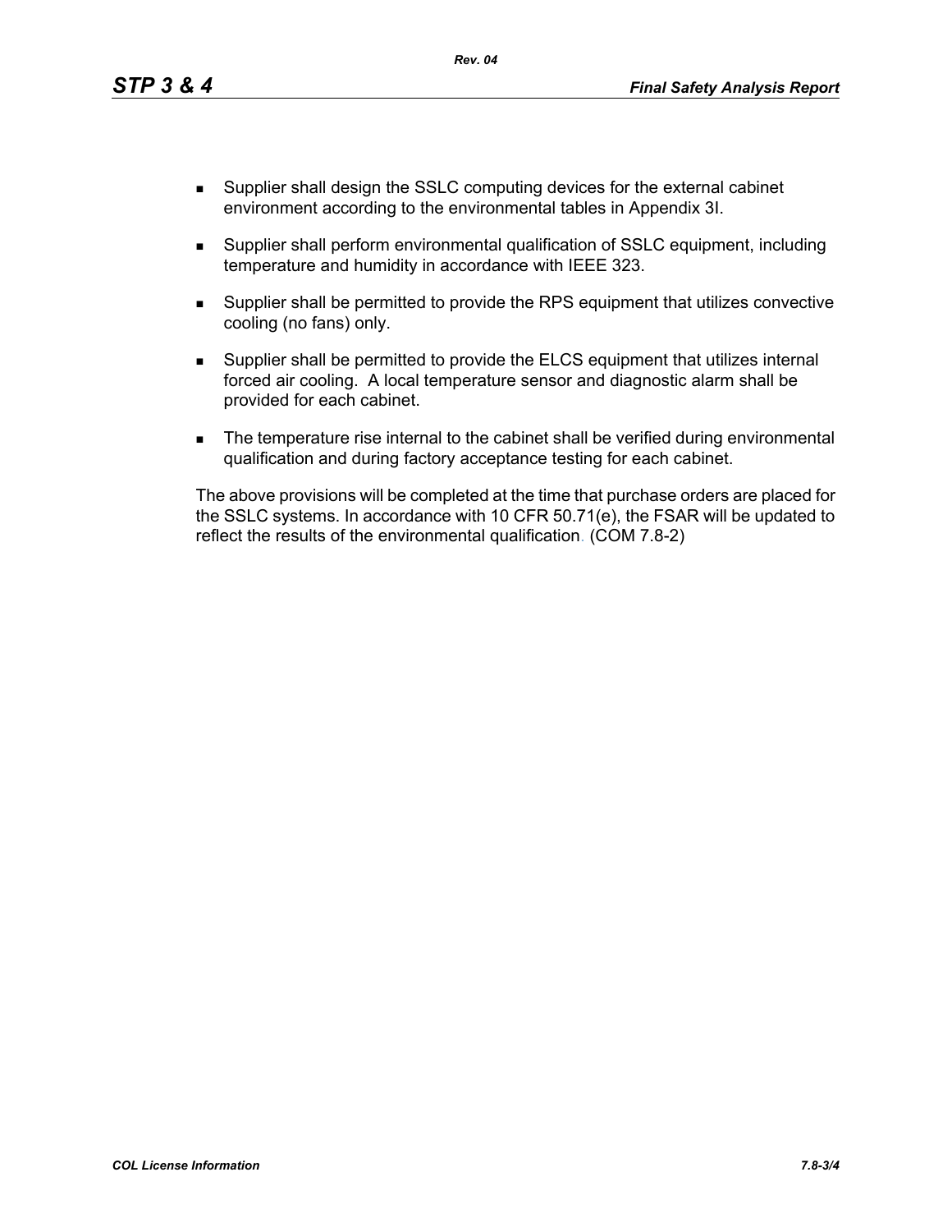- Supplier shall design the SSLC computing devices for the external cabinet environment according to the environmental tables in Appendix 3I.
- Supplier shall perform environmental qualification of SSLC equipment, including temperature and humidity in accordance with IEEE 323.
- Supplier shall be permitted to provide the RPS equipment that utilizes convective cooling (no fans) only.
- Supplier shall be permitted to provide the ELCS equipment that utilizes internal forced air cooling. A local temperature sensor and diagnostic alarm shall be provided for each cabinet.
- The temperature rise internal to the cabinet shall be verified during environmental qualification and during factory acceptance testing for each cabinet.

The above provisions will be completed at the time that purchase orders are placed for the SSLC systems. In accordance with 10 CFR 50.71(e), the FSAR will be updated to reflect the results of the environmental qualification. (COM 7.8-2)